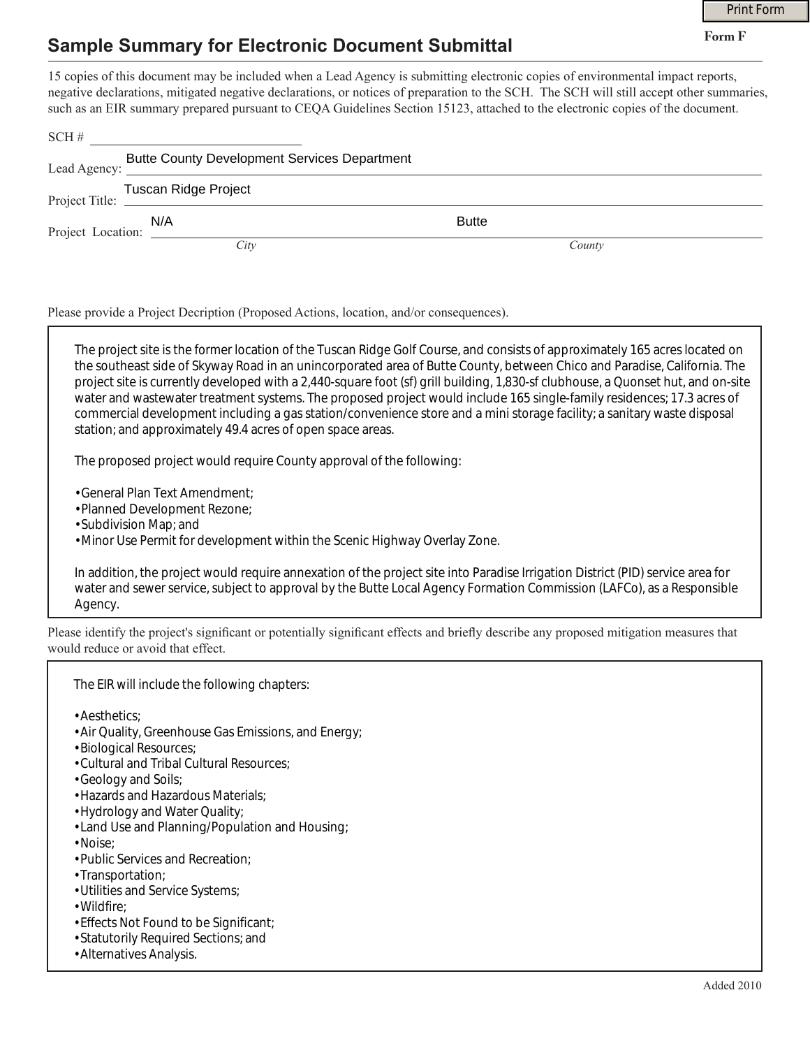Print Form

**Form F**

# Sample Summary for Electronic Document Submittal

15 copies of this document may be included when a Lead Agency is submitting electronic copies of environmental impact reports, negative declarations, mitigated negative declarations, or notices of preparation to the SCH. The SCH will still accept other summaries, such as an EIR summary prepared pursuant to CEQA Guidelines Section 15123, attached to the electronic copies of the document.

SCH # ______________________

Lead Agency: Butte County Development Services Department

Project Title: Tuscan Ridge Project

Project Location: N/A (*City*) Butte (*County*)

Please provide a Project Decription (Proposed Actions, location, and/or consequences).

The project site is the former location of the Tuscan Ridge Golf Course, and consists of approximately 165 acres located on the southeast side of Skyway Road in an unincorporated area of Butte County, between Chico and Paradise, California. The project site is currently developed with a 2,440-square foot (sf) grill building, 1,830-sf clubhouse, a Quonset hut, and on-site water and wastewater treatment systems. The proposed project would include 165 single-family residences; 17.3 acres of commercial development including a gas station/convenience store and a mini storage facility; a sanitary waste disposal station; and approximately 49.4 acres of open space areas.

The proposed project would require County approval of the following:

- General Plan Text Amendment;
- Planned Development Rezone;
- Subdivision Map; and
- Minor Use Permit for development within the Scenic Highway Overlay Zone.

In addition, the project would require annexation of the project site into Paradise Irrigation District (PID) service area for water and sewer service, subject to approval by the Butte Local Agency Formation Commission (LAFCo), as a Responsible Agency.

Please identify the project's significant or potentially significant effects and briefly describe any proposed mitigation measures that would reduce or avoid that effect.

The EIR will include the following chapters:

- Aesthetics;
- Air Quality, Greenhouse Gas Emissions, and Energy;
- Biological Resources;
- Cultural and Tribal Cultural Resources;
- Geology and Soils;
- Hazards and Hazardous Materials;
- Hydrology and Water Quality;
- Land Use and Planning/Population and Housing;
- Noise;
- Public Services and Recreation;
- Transportation;
- Utilities and Service Systems;
- Wildfire;
- Effects Not Found to be Significant;
- Statutorily Required Sections; and
- Alternatives Analysis.

Added 2010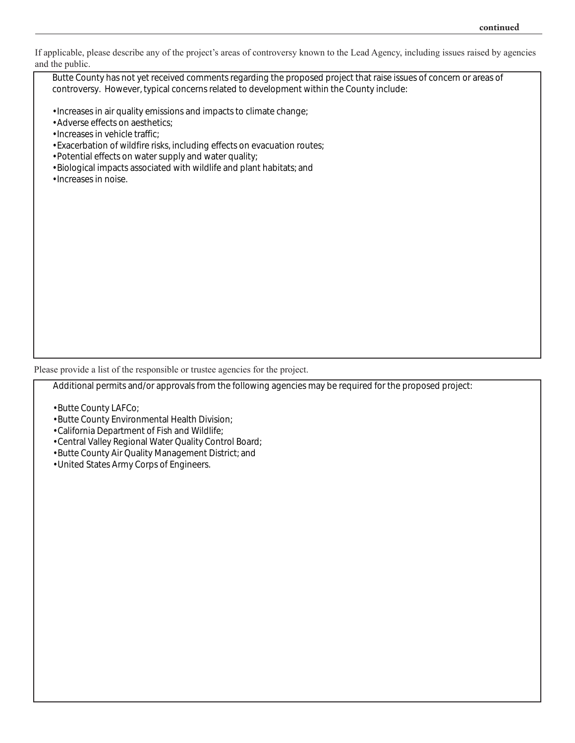If applicable, please describe any of the project's areas of controversy known to the Lead Agency, including issues raised by agencies and the public.

Butte County has not yet received comments regarding the proposed project that raise issues of concern or areas of controversy. However, typical concerns related to development within the County include:

- Increases in air quality emissions and impacts to climate change;
- Adverse effects on aesthetics;
- Increases in vehicle traffic;
- Exacerbation of wildfire risks, including effects on evacuation routes;
- Potential effects on water supply and water quality;
- Biological impacts associated with wildlife and plant habitats; and
- Increases in noise.

Please provide a list of the responsible or trustee agencies for the project.

Additional permits and/or approvals from the following agencies may be required for the proposed project:

- Butte County LAFCo;
- Butte County Environmental Health Division;
- California Department of Fish and Wildlife;
- Central Valley Regional Water Quality Control Board;
- Butte County Air Quality Management District; and
- United States Army Corps of Engineers.